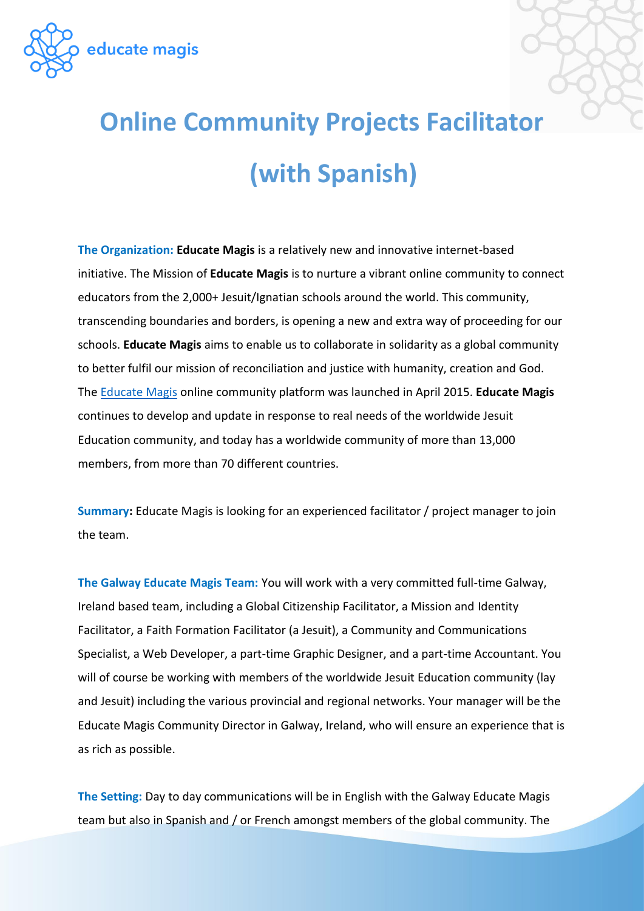educate magis

# Online Community Projects Facilitator (with Spanish)

**The Organization:** **Educate Magis** is a relatively new and innovative internet-based initiative. The Mission of **Educate Magis** is to nurture a vibrant online community to connect educators from the 2,000+ Jesuit/Ignatian schools around the world. This community, transcending boundaries and borders, is opening a new and extra way of proceeding for our schools. **Educate Magis** aims to enable us to collaborate in solidarity as a global community to better fulfil our mission of reconciliation and justice with humanity, creation and God. The Educate Magis online community platform was launched in April 2015. **Educate Magis** continues to develop and update in response to real needs of the worldwide Jesuit Education community, and today has a worldwide community of more than 13,000 members, from more than 70 different countries.

**Summary:** Educate Magis is looking for an experienced facilitator / project manager to join the team.

**The Galway Educate Magis Team:** You will work with a very committed full-time Galway, Ireland based team, including a Global Citizenship Facilitator, a Mission and Identity Facilitator, a Faith Formation Facilitator (a Jesuit), a Community and Communications Specialist, a Web Developer, a part-time Graphic Designer, and a part-time Accountant. You will of course be working with members of the worldwide Jesuit Education community (lay and Jesuit) including the various provincial and regional networks. Your manager will be the Educate Magis Community Director in Galway, Ireland, who will ensure an experience that is as rich as possible.

**The Setting:** Day to day communications will be in English with the Galway Educate Magis team but also in Spanish and / or French amongst members of the global community. The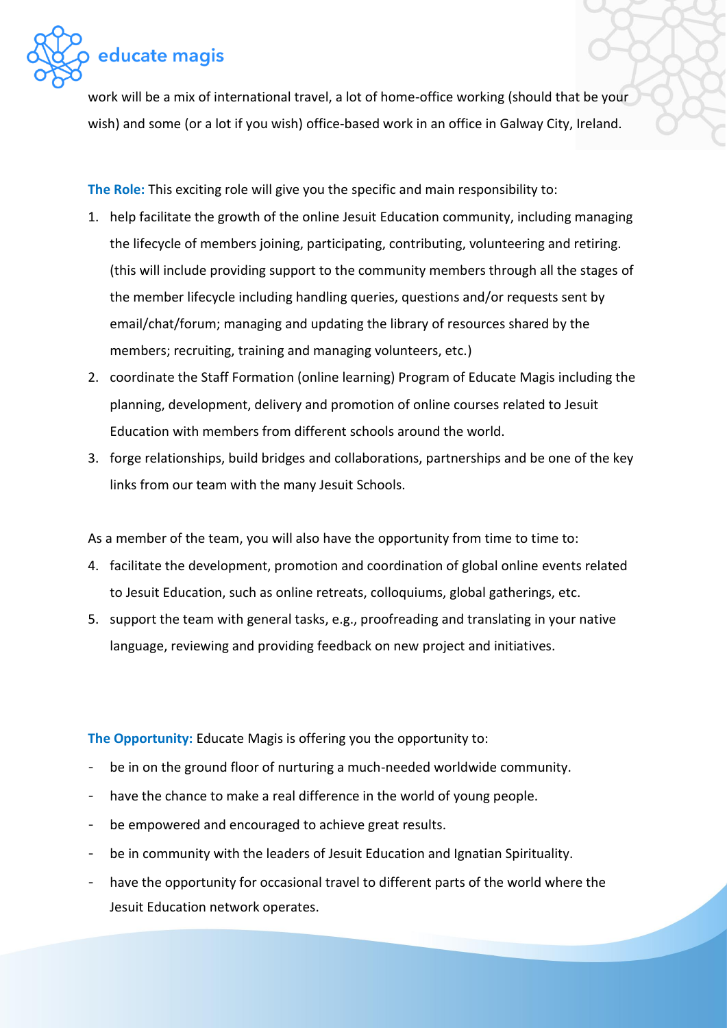work will be a mix of international travel, a lot of home-office working (should that be your wish) and some (or a lot if you wish) office-based work in an office in Galway City, Ireland.

**The Role:** This exciting role will give you the specific and main responsibility to:

1. help facilitate the growth of the online Jesuit Education community, including managing the lifecycle of members joining, participating, contributing, volunteering and retiring. (this will include providing support to the community members through all the stages of the member lifecycle including handling queries, questions and/or requests sent by email/chat/forum; managing and updating the library of resources shared by the members; recruiting, training and managing volunteers, etc.)
2. coordinate the Staff Formation (online learning) Program of Educate Magis including the planning, development, delivery and promotion of online courses related to Jesuit Education with members from different schools around the world.
3. forge relationships, build bridges and collaborations, partnerships and be one of the key links from our team with the many Jesuit Schools.

As a member of the team, you will also have the opportunity from time to time to:

4. facilitate the development, promotion and coordination of global online events related to Jesuit Education, such as online retreats, colloquiums, global gatherings, etc.
5. support the team with general tasks, e.g., proofreading and translating in your native language, reviewing and providing feedback on new project and initiatives.

**The Opportunity:** Educate Magis is offering you the opportunity to:

- be in on the ground floor of nurturing a much-needed worldwide community.
- have the chance to make a real difference in the world of young people.
- be empowered and encouraged to achieve great results.
- be in community with the leaders of Jesuit Education and Ignatian Spirituality.
- have the opportunity for occasional travel to different parts of the world where the Jesuit Education network operates.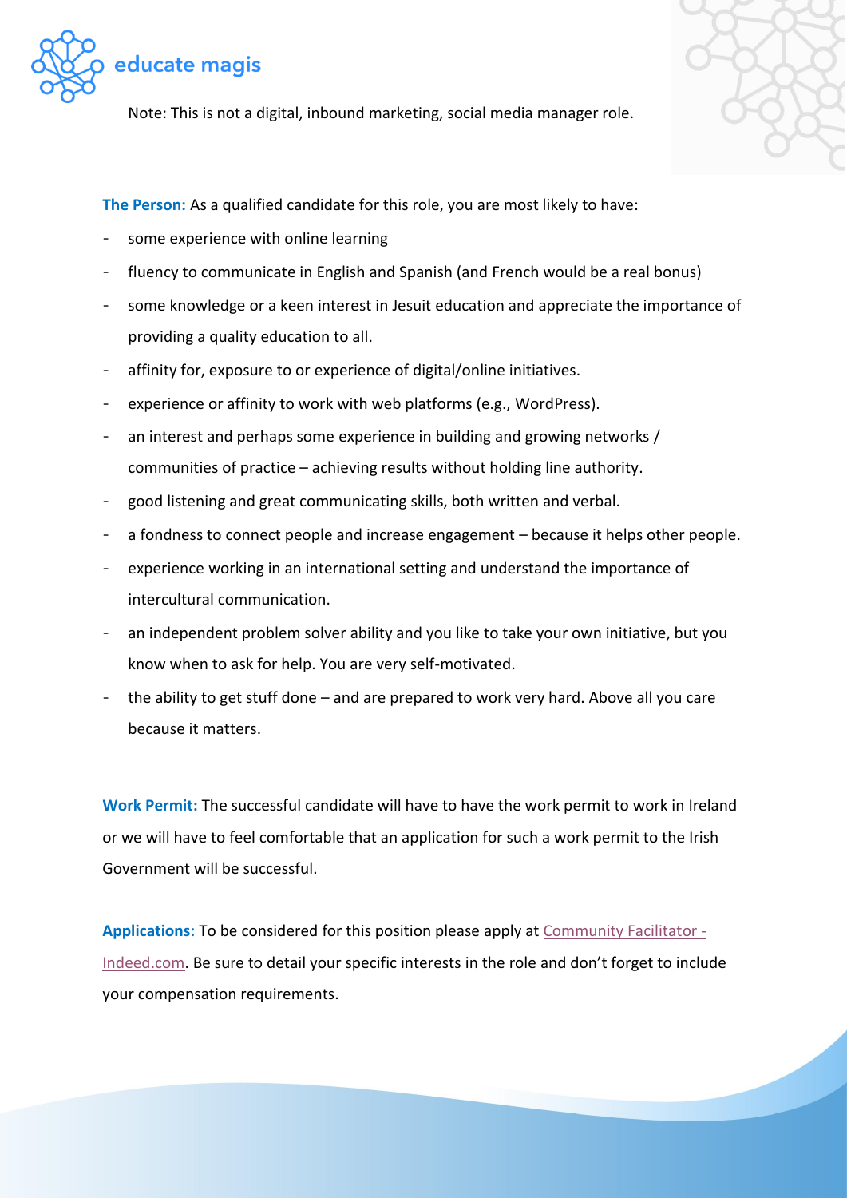Note: This is not a digital, inbound marketing, social media manager role.

**The Person:** As a qualified candidate for this role, you are most likely to have:

- some experience with online learning
- fluency to communicate in English and Spanish (and French would be a real bonus)
- some knowledge or a keen interest in Jesuit education and appreciate the importance of providing a quality education to all.
- affinity for, exposure to or experience of digital/online initiatives.
- experience or affinity to work with web platforms (e.g., WordPress).
- an interest and perhaps some experience in building and growing networks / communities of practice – achieving results without holding line authority.
- good listening and great communicating skills, both written and verbal.
- a fondness to connect people and increase engagement – because it helps other people.
- experience working in an international setting and understand the importance of intercultural communication.
- an independent problem solver ability and you like to take your own initiative, but you know when to ask for help. You are very self-motivated.
- the ability to get stuff done – and are prepared to work very hard. Above all you care because it matters.

**Work Permit:** The successful candidate will have to have the work permit to work in Ireland or we will have to feel comfortable that an application for such a work permit to the Irish Government will be successful.

**Applications:** To be considered for this position please apply at Community Facilitator - Indeed.com. Be sure to detail your specific interests in the role and don't forget to include your compensation requirements.